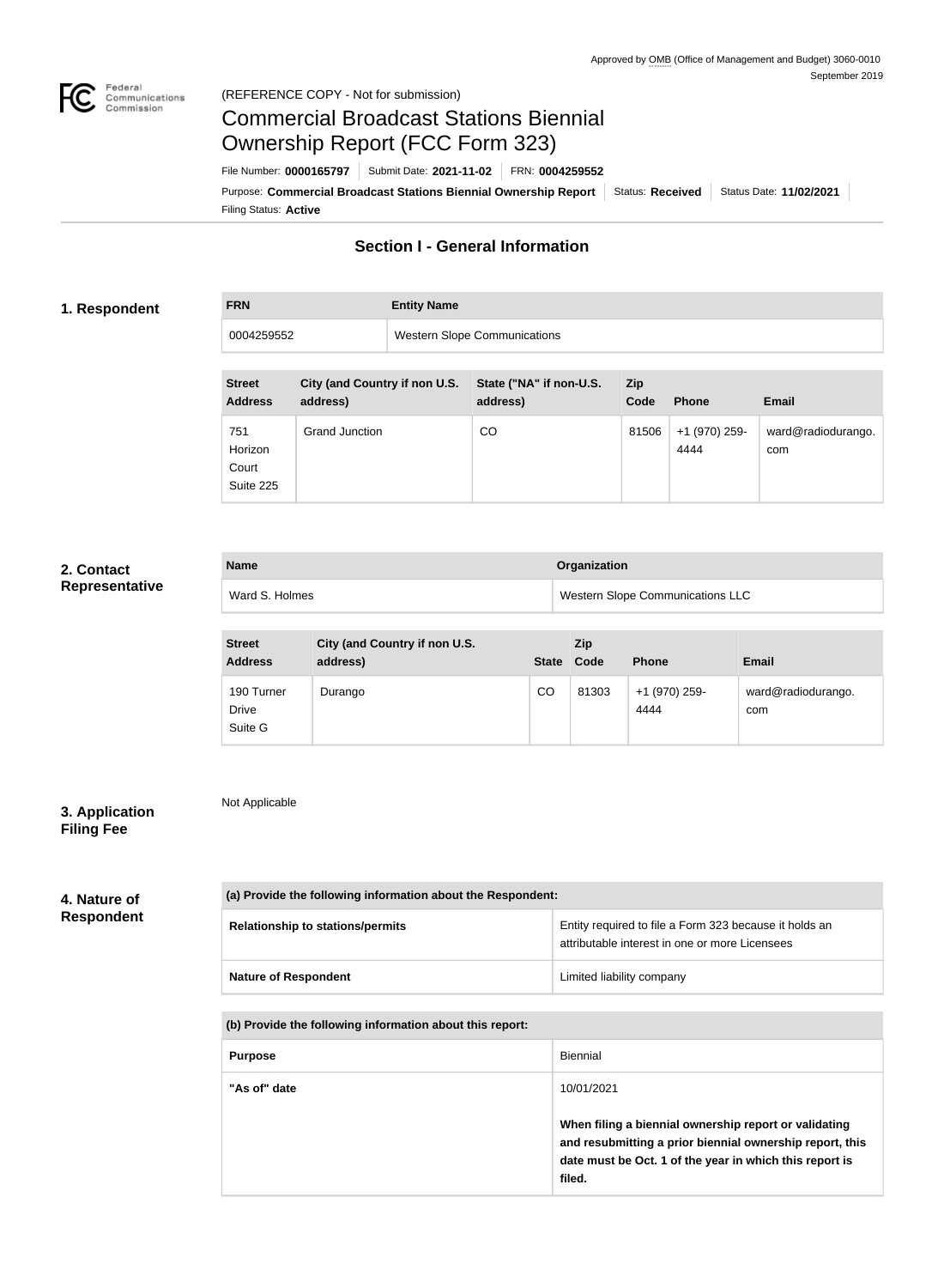Approved by OMB (Office of Management and Budget) 3060-0010
September 2019

(REFERENCE COPY - Not for submission)

# Commercial Broadcast Stations Biennial Ownership Report (FCC Form 323)

File Number: **0000165797** | Submit Date: **2021-11-02** | FRN: **0004259552**

Purpose: **Commercial Broadcast Stations Biennial Ownership Report** | Status: **Received** | Status Date: **11/02/2021**

Filing Status: **Active**

## Section I - General Information

### 1. Respondent

| FRN | Entity Name |
|---|---|
| 0004259552 | Western Slope Communications |

| Street Address | City (and Country if non U.S. address) | State ("NA" if non-U.S. address) | Zip Code | Phone | Email |
|---|---|---|---|---|---|
| 751 Horizon Court Suite 225 | Grand Junction | CO | 81506 | +1 (970) 259-4444 | ward@radiodurango.com |

### 2. Contact Representative

| Name | Organization |
|---|---|
| Ward S. Holmes | Western Slope Communications LLC |

| Street Address | City (and Country if non U.S. address) | State | Zip Code | Phone | Email |
|---|---|---|---|---|---|
| 190 Turner Drive Suite G | Durango | CO | 81303 | +1 (970) 259-4444 | ward@radiodurango.com |

### 3. Application Filing Fee

Not Applicable

### 4. Nature of Respondent

| (a) Provide the following information about the Respondent: | |
|---|---|
| Relationship to stations/permits | Entity required to file a Form 323 because it holds an attributable interest in one or more Licensees |
| Nature of Respondent | Limited liability company |

| (b) Provide the following information about this report: | |
|---|---|
| Purpose | Biennial |
| "As of" date | 10/01/2021<br><br>**When filing a biennial ownership report or validating and resubmitting a prior biennial ownership report, this date must be Oct. 1 of the year in which this report is filed.** |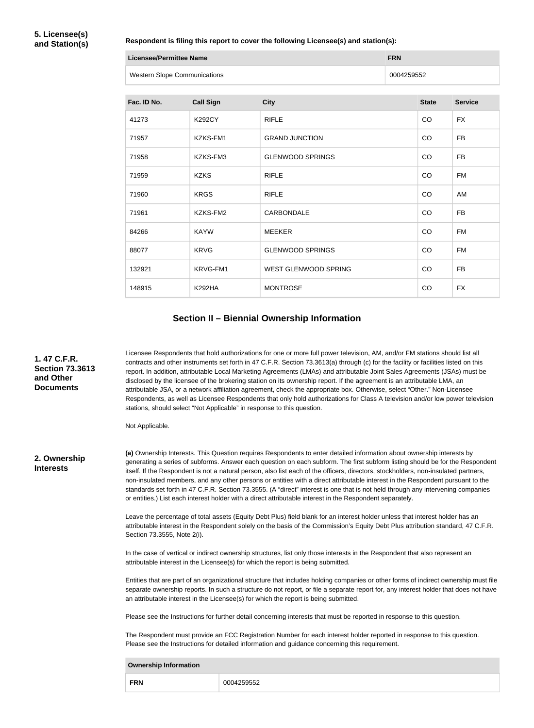**5. Licensee(s) and Station(s)**

**Respondent is filing this report to cover the following Licensee(s) and station(s):**

| Licensee/Permittee Name | FRN |
| --- | --- |
| Western Slope Communications | 0004259552 |

| Fac. ID No. | Call Sign | City | State | Service |
| --- | --- | --- | --- | --- |
| 41273 | K292CY | RIFLE | CO | FX |
| 71957 | KZKS-FM1 | GRAND JUNCTION | CO | FB |
| 71958 | KZKS-FM3 | GLENWOOD SPRINGS | CO | FB |
| 71959 | KZKS | RIFLE | CO | FM |
| 71960 | KRGS | RIFLE | CO | AM |
| 71961 | KZKS-FM2 | CARBONDALE | CO | FB |
| 84266 | KAYW | MEEKER | CO | FM |
| 88077 | KRVG | GLENWOOD SPRINGS | CO | FM |
| 132921 | KRVG-FM1 | WEST GLENWOOD SPRING | CO | FB |
| 148915 | K292HA | MONTROSE | CO | FX |

## Section II – Biennial Ownership Information

**1. 47 C.F.R. Section 73.3613 and Other Documents**

Licensee Respondents that hold authorizations for one or more full power television, AM, and/or FM stations should list all contracts and other instruments set forth in 47 C.F.R. Section 73.3613(a) through (c) for the facility or facilities listed on this report. In addition, attributable Local Marketing Agreements (LMAs) and attributable Joint Sales Agreements (JSAs) must be disclosed by the licensee of the brokering station on its ownership report. If the agreement is an attributable LMA, an attributable JSA, or a network affiliation agreement, check the appropriate box. Otherwise, select "Other." Non-Licensee Respondents, as well as Licensee Respondents that only hold authorizations for Class A television and/or low power television stations, should select "Not Applicable" in response to this question.

Not Applicable.

**2. Ownership Interests**

**(a)** Ownership Interests. This Question requires Respondents to enter detailed information about ownership interests by generating a series of subforms. Answer each question on each subform. The first subform listing should be for the Respondent itself. If the Respondent is not a natural person, also list each of the officers, directors, stockholders, non-insulated partners, non-insulated members, and any other persons or entities with a direct attributable interest in the Respondent pursuant to the standards set forth in 47 C.F.R. Section 73.3555. (A "direct" interest is one that is not held through any intervening companies or entities.) List each interest holder with a direct attributable interest in the Respondent separately.

Leave the percentage of total assets (Equity Debt Plus) field blank for an interest holder unless that interest holder has an attributable interest in the Respondent solely on the basis of the Commission's Equity Debt Plus attribution standard, 47 C.F.R. Section 73.3555, Note 2(i).

In the case of vertical or indirect ownership structures, list only those interests in the Respondent that also represent an attributable interest in the Licensee(s) for which the report is being submitted.

Entities that are part of an organizational structure that includes holding companies or other forms of indirect ownership must file separate ownership reports. In such a structure do not report, or file a separate report for, any interest holder that does not have an attributable interest in the Licensee(s) for which the report is being submitted.

Please see the Instructions for further detail concerning interests that must be reported in response to this question.

The Respondent must provide an FCC Registration Number for each interest holder reported in response to this question. Please see the Instructions for detailed information and guidance concerning this requirement.

| Ownership Information | |
| --- | --- |
| **FRN** | 0004259552 |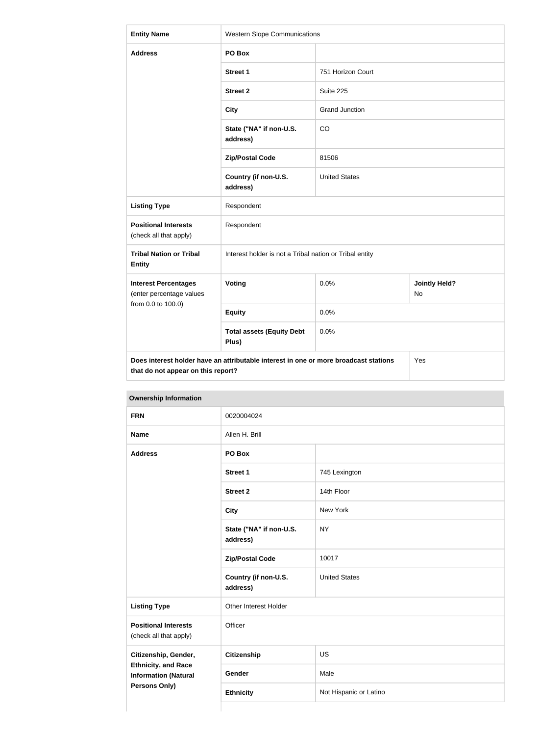| Entity Name | Western Slope Communications | | |
|---|---|---|---|
| Address | PO Box | | |
| | Street 1 | 751 Horizon Court | |
| | Street 2 | Suite 225 | |
| | City | Grand Junction | |
| | State ("NA" if non-U.S. address) | CO | |
| | Zip/Postal Code | 81506 | |
| | Country (if non-U.S. address) | United States | |
| Listing Type | Respondent | | |
| Positional Interests (check all that apply) | Respondent | | |
| Tribal Nation or Tribal Entity | Interest holder is not a Tribal nation or Tribal entity | | |
| Interest Percentages (enter percentage values from 0.0 to 100.0) | Voting | 0.0% | Jointly Held? No |
| | Equity | 0.0% | |
| | Total assets (Equity Debt Plus) | 0.0% | |
| Does interest holder have an attributable interest in one or more broadcast stations that do not appear on this report? | | | Yes |

| Ownership Information | | |
|---|---|---|
| FRN | 0020004024 | |
| Name | Allen H. Brill | |
| Address | PO Box | |
| | Street 1 | 745 Lexington |
| | Street 2 | 14th Floor |
| | City | New York |
| | State ("NA" if non-U.S. address) | NY |
| | Zip/Postal Code | 10017 |
| | Country (if non-U.S. address) | United States |
| Listing Type | Other Interest Holder | |
| Positional Interests (check all that apply) | Officer | |
| Citizenship, Gender, Ethnicity, and Race Information (Natural Persons Only) | Citizenship | US |
| | Gender | Male |
| | Ethnicity | Not Hispanic or Latino |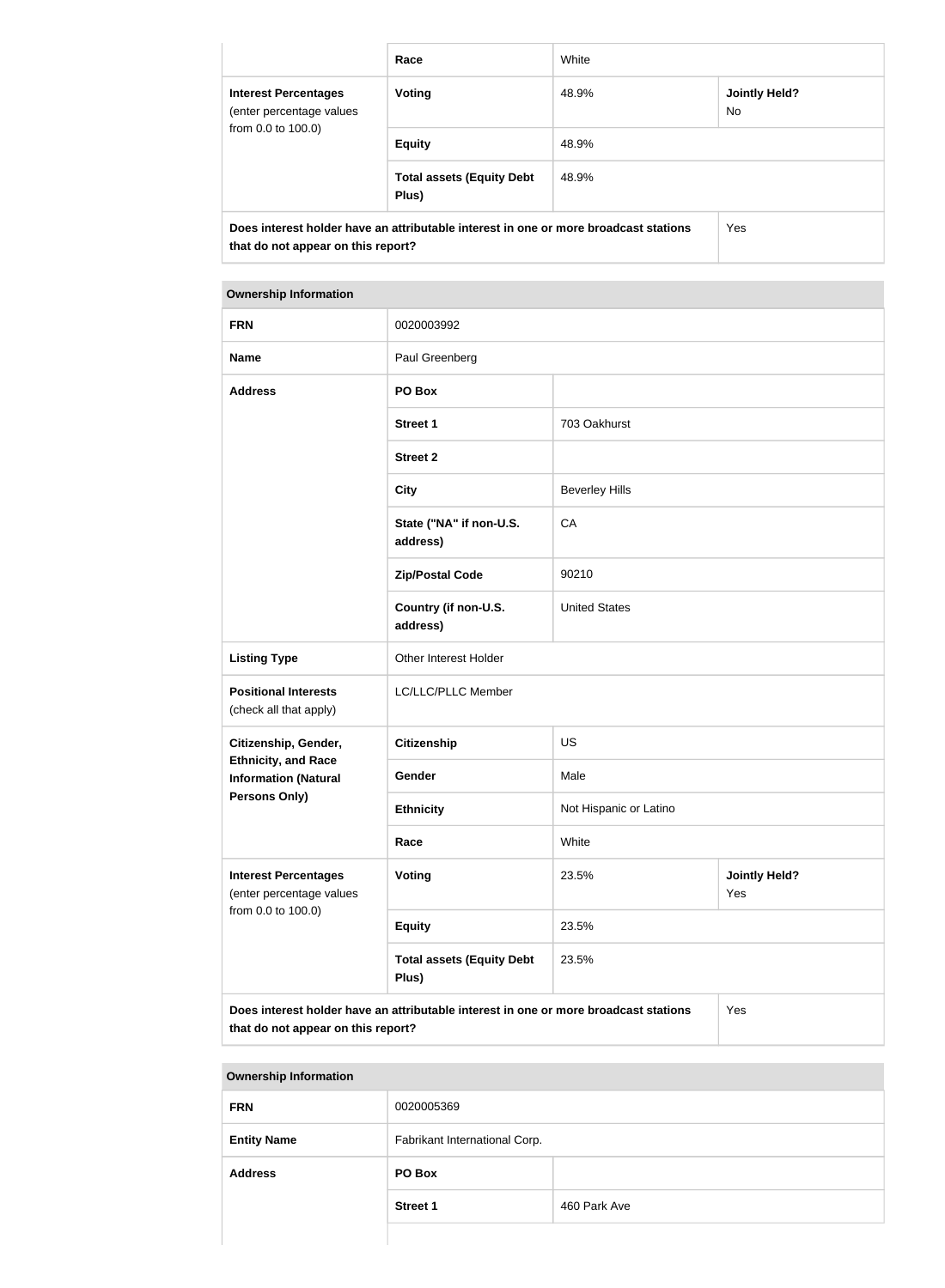| | Race | White | |
|---|---|---|---|
| **Interest Percentages** (enter percentage values from 0.0 to 100.0) | **Voting** | 48.9% | **Jointly Held?** No |
| | **Equity** | 48.9% | |
| | **Total assets (Equity Debt Plus)** | 48.9% | |
| **Does interest holder have an attributable interest in one or more broadcast stations that do not appear on this report?** | | | Yes |

| **Ownership Information** | | | |
|---|---|---|---|
| **FRN** | 0020003992 | | |
| **Name** | Paul Greenberg | | |
| **Address** | **PO Box** | | |
| | **Street 1** | 703 Oakhurst | |
| | **Street 2** | | |
| | **City** | Beverley Hills | |
| | **State ("NA" if non-U.S. address)** | CA | |
| | **Zip/Postal Code** | 90210 | |
| | **Country (if non-U.S. address)** | United States | |
| **Listing Type** | Other Interest Holder | | |
| **Positional Interests** (check all that apply) | LC/LLC/PLLC Member | | |
| **Citizenship, Gender, Ethnicity, and Race Information (Natural Persons Only)** | **Citizenship** | US | |
| | **Gender** | Male | |
| | **Ethnicity** | Not Hispanic or Latino | |
| | **Race** | White | |
| **Interest Percentages** (enter percentage values from 0.0 to 100.0) | **Voting** | 23.5% | **Jointly Held?** Yes |
| | **Equity** | 23.5% | |
| | **Total assets (Equity Debt Plus)** | 23.5% | |
| **Does interest holder have an attributable interest in one or more broadcast stations that do not appear on this report?** | | | Yes |

| **Ownership Information** | | |
|---|---|---|
| **FRN** | 0020005369 | |
| **Entity Name** | Fabrikant International Corp. | |
| **Address** | **PO Box** | |
| | **Street 1** | 460 Park Ave |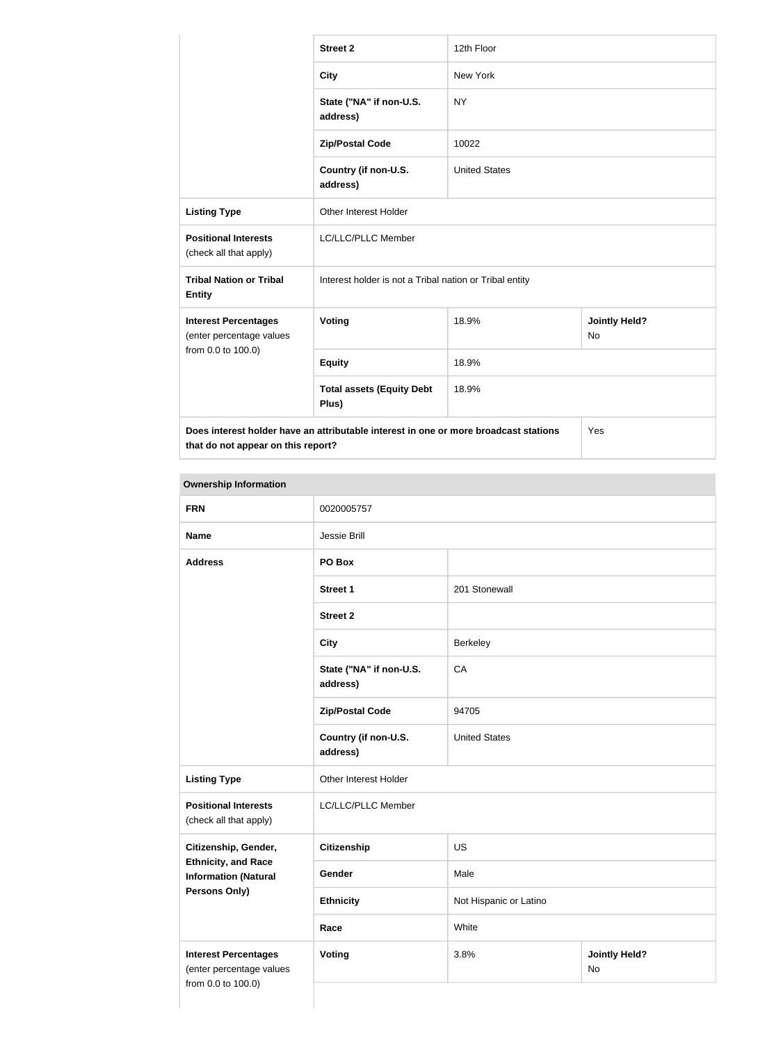| | | | |
|---|---|---|---|
| | **Street 2** | 12th Floor | |
| | **City** | New York | |
| | **State ("NA" if non-U.S. address)** | NY | |
| | **Zip/Postal Code** | 10022 | |
| | **Country (if non-U.S. address)** | United States | |
| **Listing Type** | Other Interest Holder | | |
| **Positional Interests** (check all that apply) | LC/LLC/PLLC Member | | |
| **Tribal Nation or Tribal Entity** | Interest holder is not a Tribal nation or Tribal entity | | |
| **Interest Percentages** (enter percentage values from 0.0 to 100.0) | **Voting** | 18.9% | **Jointly Held?** No |
| | **Equity** | 18.9% | |
| | **Total assets (Equity Debt Plus)** | 18.9% | |
| **Does interest holder have an attributable interest in one or more broadcast stations that do not appear on this report?** | | | Yes |

**Ownership Information**

| | | | |
|---|---|---|---|
| **FRN** | 0020005757 | | |
| **Name** | Jessie Brill | | |
| **Address** | **PO Box** | | |
| | **Street 1** | 201 Stonewall | |
| | **Street 2** | | |
| | **City** | Berkeley | |
| | **State ("NA" if non-U.S. address)** | CA | |
| | **Zip/Postal Code** | 94705 | |
| | **Country (if non-U.S. address)** | United States | |
| **Listing Type** | Other Interest Holder | | |
| **Positional Interests** (check all that apply) | LC/LLC/PLLC Member | | |
| **Citizenship, Gender, Ethnicity, and Race Information (Natural Persons Only)** | **Citizenship** | US | |
| | **Gender** | Male | |
| | **Ethnicity** | Not Hispanic or Latino | |
| | **Race** | White | |
| **Interest Percentages** (enter percentage values from 0.0 to 100.0) | **Voting** | 3.8% | **Jointly Held?** No |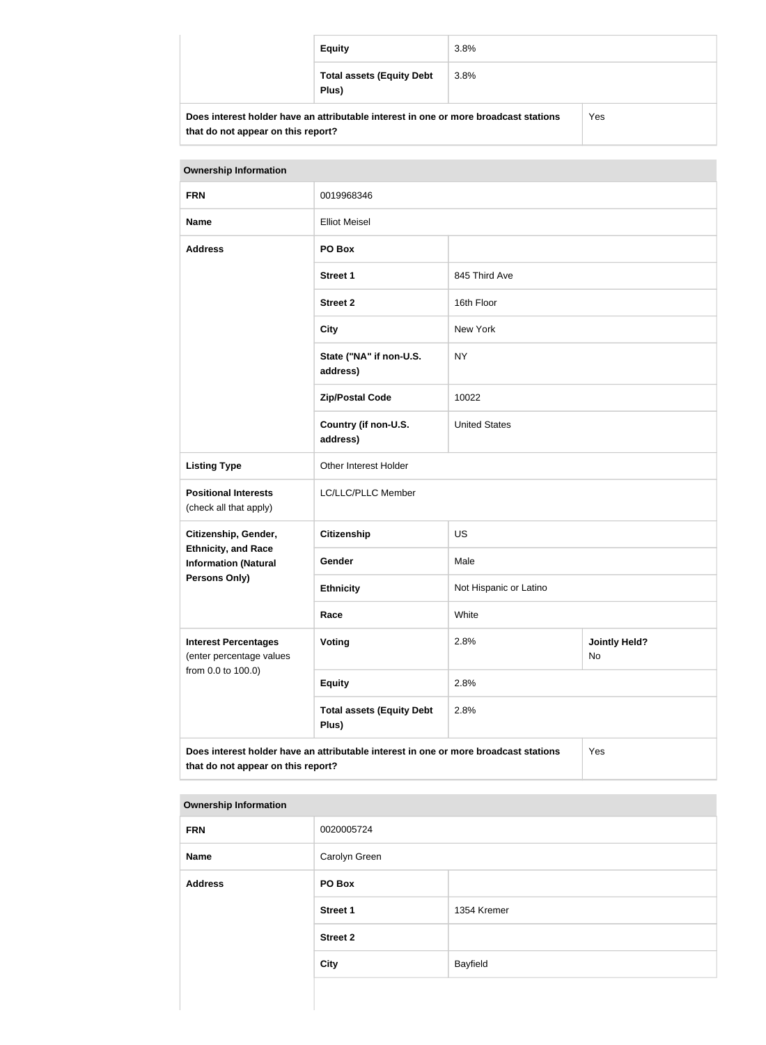| | | |
|---|---|---|
| | **Equity** | 3.8% |
| | **Total assets (Equity Debt Plus)** | 3.8% |
| **Does interest holder have an attributable interest in one or more broadcast stations that do not appear on this report?** | | Yes |

| **Ownership Information** | | | |
|---|---|---|---|
| **FRN** | 0019968346 | | |
| **Name** | Elliot Meisel | | |
| **Address** | **PO Box** | | |
| | **Street 1** | 845 Third Ave | |
| | **Street 2** | 16th Floor | |
| | **City** | New York | |
| | **State ("NA" if non-U.S. address)** | NY | |
| | **Zip/Postal Code** | 10022 | |
| | **Country (if non-U.S. address)** | United States | |
| **Listing Type** | Other Interest Holder | | |
| **Positional Interests** (check all that apply) | LC/LLC/PLLC Member | | |
| **Citizenship, Gender, Ethnicity, and Race Information (Natural Persons Only)** | **Citizenship** | US | |
| | **Gender** | Male | |
| | **Ethnicity** | Not Hispanic or Latino | |
| | **Race** | White | |
| **Interest Percentages** (enter percentage values from 0.0 to 100.0) | **Voting** | 2.8% | **Jointly Held?** No |
| | **Equity** | 2.8% | |
| | **Total assets (Equity Debt Plus)** | 2.8% | |
| **Does interest holder have an attributable interest in one or more broadcast stations that do not appear on this report?** | | | Yes |

| **Ownership Information** | | |
|---|---|---|
| **FRN** | 0020005724 | |
| **Name** | Carolyn Green | |
| **Address** | **PO Box** | |
| | **Street 1** | 1354 Kremer |
| | **Street 2** | |
| | **City** | Bayfield |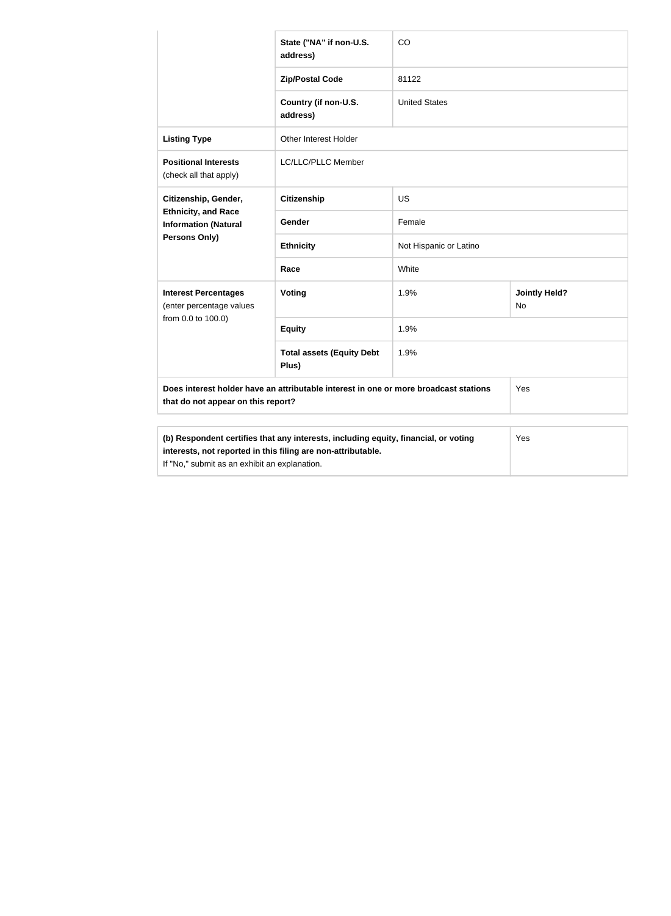| | | | |
|---|---|---|---|
| | **State ("NA" if non-U.S. address)** | CO | |
| | **Zip/Postal Code** | 81122 | |
| | **Country (if non-U.S. address)** | United States | |
| **Listing Type** | Other Interest Holder | | |
| **Positional Interests** (check all that apply) | LC/LLC/PLLC Member | | |
| **Citizenship, Gender, Ethnicity, and Race Information (Natural Persons Only)** | **Citizenship** | US | |
| | **Gender** | Female | |
| | **Ethnicity** | Not Hispanic or Latino | |
| | **Race** | White | |
| **Interest Percentages** (enter percentage values from 0.0 to 100.0) | **Voting** | 1.9% | **Jointly Held?** No |
| | **Equity** | 1.9% | |
| | **Total assets (Equity Debt Plus)** | 1.9% | |
| **Does interest holder have an attributable interest in one or more broadcast stations that do not appear on this report?** | | | Yes |

| | |
|---|---|
| **(b) Respondent certifies that any interests, including equity, financial, or voting interests, not reported in this filing are non-attributable.** If "No," submit as an exhibit an explanation. | Yes |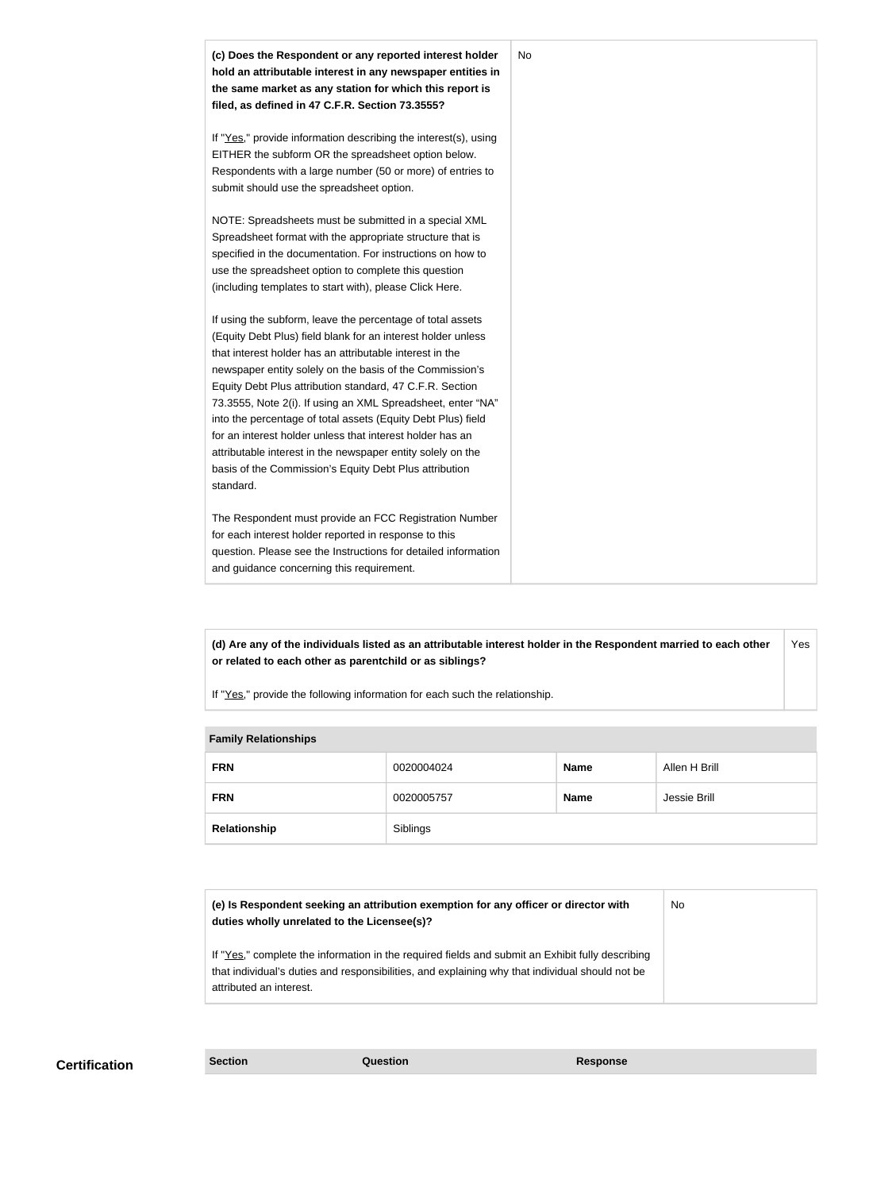| **(c) Does the Respondent or any reported interest holder hold an attributable interest in any newspaper entities in the same market as any station for which this report is filed, as defined in 47 C.F.R. Section 73.3555?**<br><br>If "Yes," provide information describing the interest(s), using EITHER the subform OR the spreadsheet option below. Respondents with a large number (50 or more) of entries to submit should use the spreadsheet option.<br><br>NOTE: Spreadsheets must be submitted in a special XML Spreadsheet format with the appropriate structure that is specified in the documentation. For instructions on how to use the spreadsheet option to complete this question (including templates to start with), please Click Here.<br><br>If using the subform, leave the percentage of total assets (Equity Debt Plus) field blank for an interest holder unless that interest holder has an attributable interest in the newspaper entity solely on the basis of the Commission's Equity Debt Plus attribution standard, 47 C.F.R. Section 73.3555, Note 2(i). If using an XML Spreadsheet, enter "NA" into the percentage of total assets (Equity Debt Plus) field for an interest holder unless that interest holder has an attributable interest in the newspaper entity solely on the basis of the Commission's Equity Debt Plus attribution standard.<br><br>The Respondent must provide an FCC Registration Number for each interest holder reported in response to this question. Please see the Instructions for detailed information and guidance concerning this requirement. | No |
|---|---|

| **(d) Are any of the individuals listed as an attributable interest holder in the Respondent married to each other or related to each other as parentchild or as siblings?**<br><br>If "Yes," provide the following information for each such the relationship. | Yes |
|---|---|

| **Family Relationships** | | | |
|---|---|---|---|
| **FRN** | 0020004024 | **Name** | Allen H Brill |
| **FRN** | 0020005757 | **Name** | Jessie Brill |
| **Relationship** | Siblings | | |

| **(e) Is Respondent seeking an attribution exemption for any officer or director with duties wholly unrelated to the Licensee(s)?**<br><br>If "Yes," complete the information in the required fields and submit an Exhibit fully describing that individual's duties and responsibilities, and explaining why that individual should not be attributed an interest. | No |
|---|---|

## Certification

| Section | Question | Response |
|---|---|---|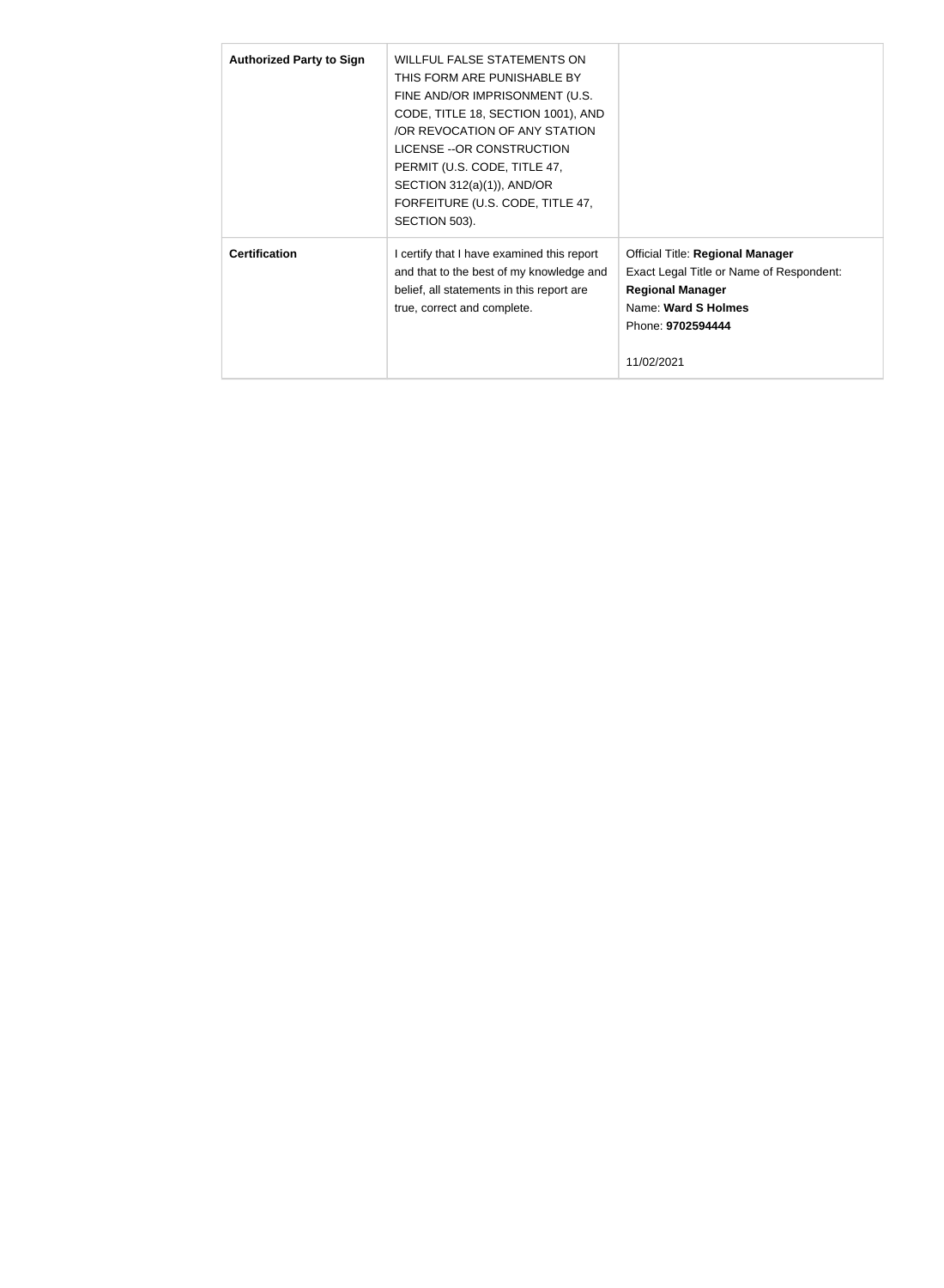| | | |
|---|---|---|
| **Authorized Party to Sign** | WILLFUL FALSE STATEMENTS ON THIS FORM ARE PUNISHABLE BY FINE AND/OR IMPRISONMENT (U.S. CODE, TITLE 18, SECTION 1001), AND /OR REVOCATION OF ANY STATION LICENSE --OR CONSTRUCTION PERMIT (U.S. CODE, TITLE 47, SECTION 312(a)(1)), AND/OR FORFEITURE (U.S. CODE, TITLE 47, SECTION 503). | |
| **Certification** | I certify that I have examined this report and that to the best of my knowledge and belief, all statements in this report are true, correct and complete. | Official Title: **Regional Manager**<br>Exact Legal Title or Name of Respondent: **Regional Manager**<br>Name: **Ward S Holmes**<br>Phone: **9702594444**<br><br>11/02/2021 |